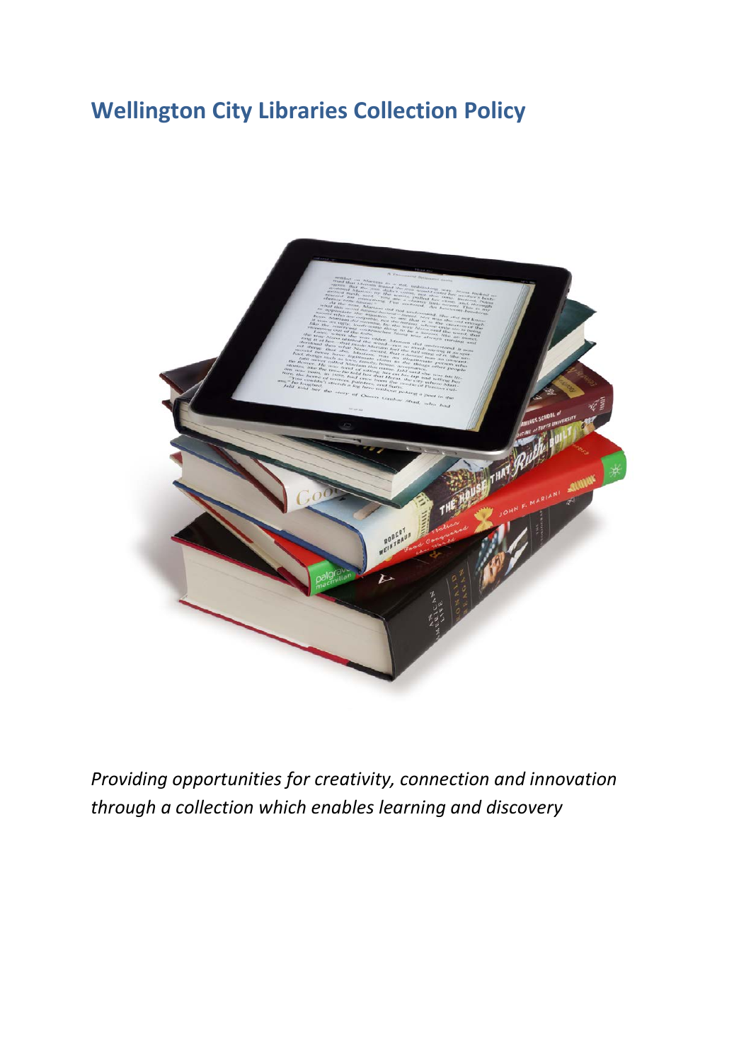# Wellington City Libraries Collection Policy

*Providing opportunities for creativity, connection and innovation through a collection which enables learning and discovery*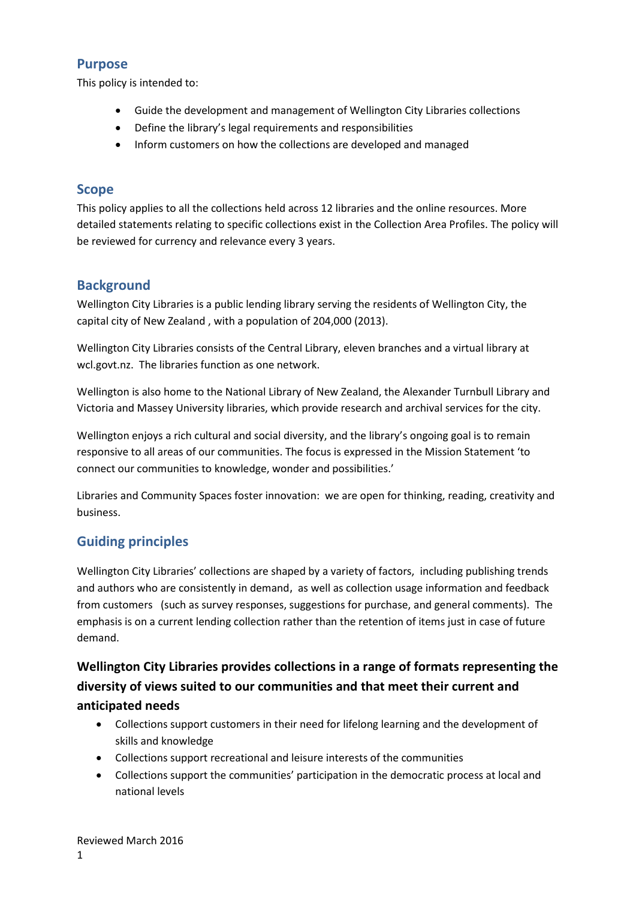## Purpose

This policy is intended to:

- Guide the development and management of Wellington City Libraries collections
- Define the library's legal requirements and responsibilities
- Inform customers on how the collections are developed and managed

## Scope

This policy applies to all the collections held across 12 libraries and the online resources. More detailed statements relating to specific collections exist in the Collection Area Profiles. The policy will be reviewed for currency and relevance every 3 years.

## Background

Wellington City Libraries is a public lending library serving the residents of Wellington City, the capital city of New Zealand , with a population of 204,000 (2013).

Wellington City Libraries consists of the Central Library, eleven branches and a virtual library at wcl.govt.nz. The libraries function as one network.

Wellington is also home to the National Library of New Zealand, the Alexander Turnbull Library and Victoria and Massey University libraries, which provide research and archival services for the city.

Wellington enjoys a rich cultural and social diversity, and the library's ongoing goal is to remain responsive to all areas of our communities. The focus is expressed in the Mission Statement 'to connect our communities to knowledge, wonder and possibilities.'

Libraries and Community Spaces foster innovation: we are open for thinking, reading, creativity and business.

## Guiding principles

Wellington City Libraries' collections are shaped by a variety of factors, including publishing trends and authors who are consistently in demand, as well as collection usage information and feedback from customers (such as survey responses, suggestions for purchase, and general comments). The emphasis is on a current lending collection rather than the retention of items just in case of future demand.

### Wellington City Libraries provides collections in a range of formats representing the diversity of views suited to our communities and that meet their current and anticipated needs

- Collections support customers in their need for lifelong learning and the development of skills and knowledge
- Collections support recreational and leisure interests of the communities
- Collections support the communities' participation in the democratic process at local and national levels

Reviewed March 2016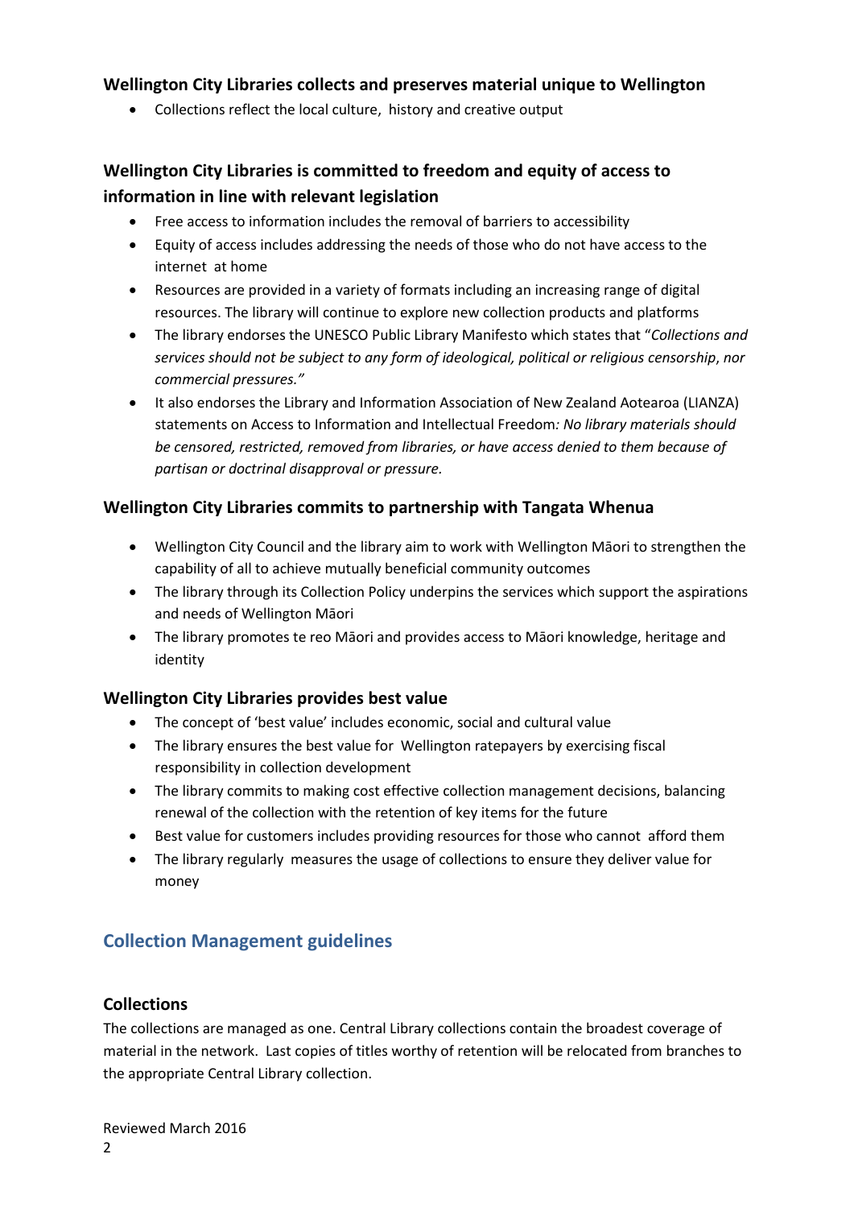### Wellington City Libraries collects and preserves material unique to Wellington

- Collections reflect the local culture, history and creative output

### Wellington City Libraries is committed to freedom and equity of access to information in line with relevant legislation

- Free access to information includes the removal of barriers to accessibility
- Equity of access includes addressing the needs of those who do not have access to the internet at home
- Resources are provided in a variety of formats including an increasing range of digital resources. The library will continue to explore new collection products and platforms
- The library endorses the UNESCO Public Library Manifesto which states that "*Collections and services should not be subject to any form of ideological, political or religious censorship*, *nor commercial pressures."*
- It also endorses the Library and Information Association of New Zealand Aotearoa (LIANZA) statements on Access to Information and Intellectual Freedom*: No library materials should be censored, restricted, removed from libraries, or have access denied to them because of partisan or doctrinal disapproval or pressure.*

### Wellington City Libraries commits to partnership with Tangata Whenua

- Wellington City Council and the library aim to work with Wellington Māori to strengthen the capability of all to achieve mutually beneficial community outcomes
- The library through its Collection Policy underpins the services which support the aspirations and needs of Wellington Māori
- The library promotes te reo Māori and provides access to Māori knowledge, heritage and identity

### Wellington City Libraries provides best value

- The concept of 'best value' includes economic, social and cultural value
- The library ensures the best value for Wellington ratepayers by exercising fiscal responsibility in collection development
- The library commits to making cost effective collection management decisions, balancing renewal of the collection with the retention of key items for the future
- Best value for customers includes providing resources for those who cannot afford them
- The library regularly measures the usage of collections to ensure they deliver value for money

## Collection Management guidelines

### Collections

The collections are managed as one. Central Library collections contain the broadest coverage of material in the network. Last copies of titles worthy of retention will be relocated from branches to the appropriate Central Library collection.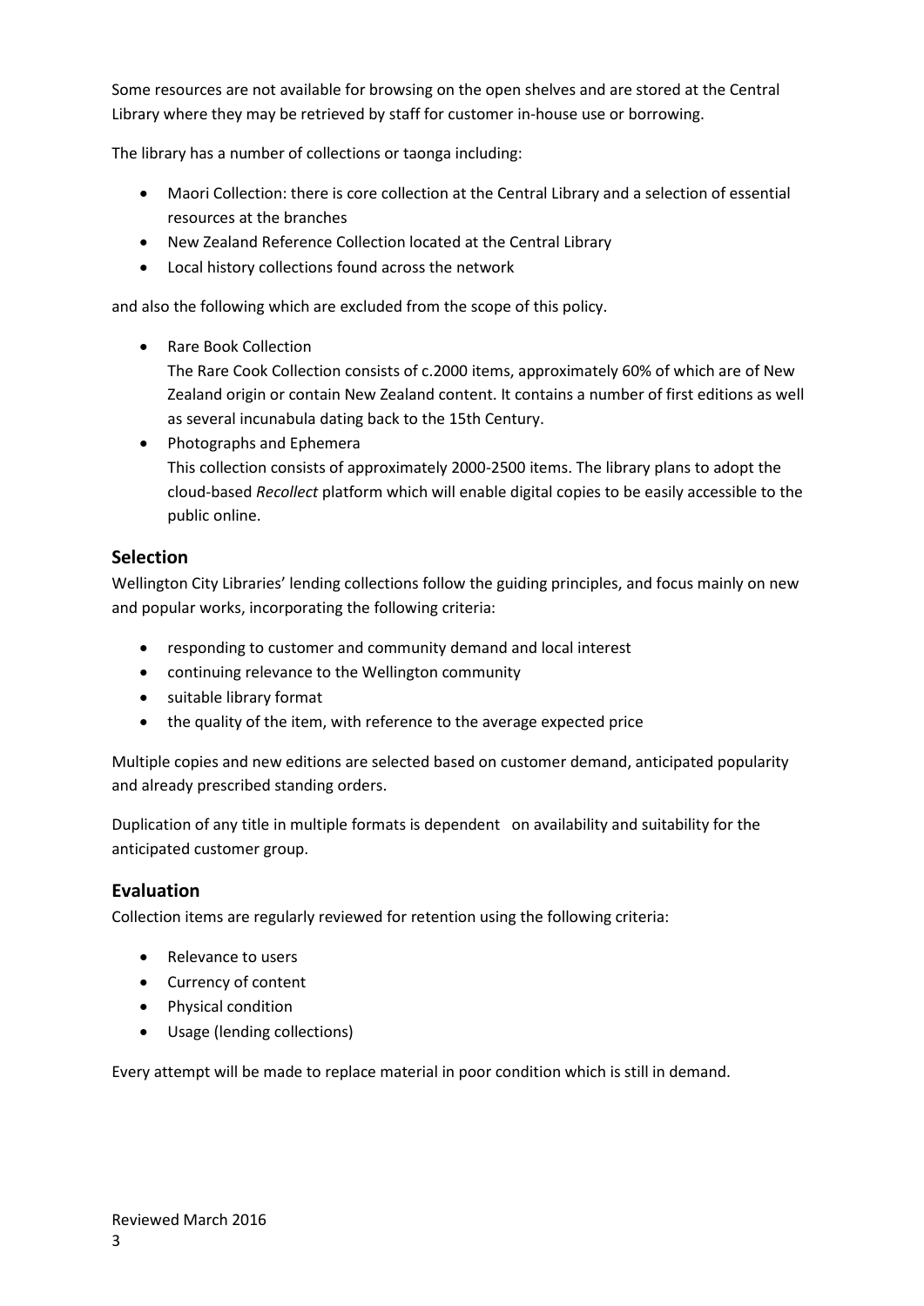Some resources are not available for browsing on the open shelves and are stored at the Central Library where they may be retrieved by staff for customer in-house use or borrowing.

The library has a number of collections or taonga including:

- Maori Collection: there is core collection at the Central Library and a selection of essential resources at the branches
- New Zealand Reference Collection located at the Central Library
- Local history collections found across the network

and also the following which are excluded from the scope of this policy.

- Rare Book Collection
  The Rare Cook Collection consists of c.2000 items, approximately 60% of which are of New Zealand origin or contain New Zealand content. It contains a number of first editions as well as several incunabula dating back to the 15th Century.
- Photographs and Ephemera
  This collection consists of approximately 2000-2500 items. The library plans to adopt the cloud-based *Recollect* platform which will enable digital copies to be easily accessible to the public online.

## Selection

Wellington City Libraries' lending collections follow the guiding principles, and focus mainly on new and popular works, incorporating the following criteria:

- responding to customer and community demand and local interest
- continuing relevance to the Wellington community
- suitable library format
- the quality of the item, with reference to the average expected price

Multiple copies and new editions are selected based on customer demand, anticipated popularity and already prescribed standing orders.

Duplication of any title in multiple formats is dependent on availability and suitability for the anticipated customer group.

## Evaluation

Collection items are regularly reviewed for retention using the following criteria:

- Relevance to users
- Currency of content
- Physical condition
- Usage (lending collections)

Every attempt will be made to replace material in poor condition which is still in demand.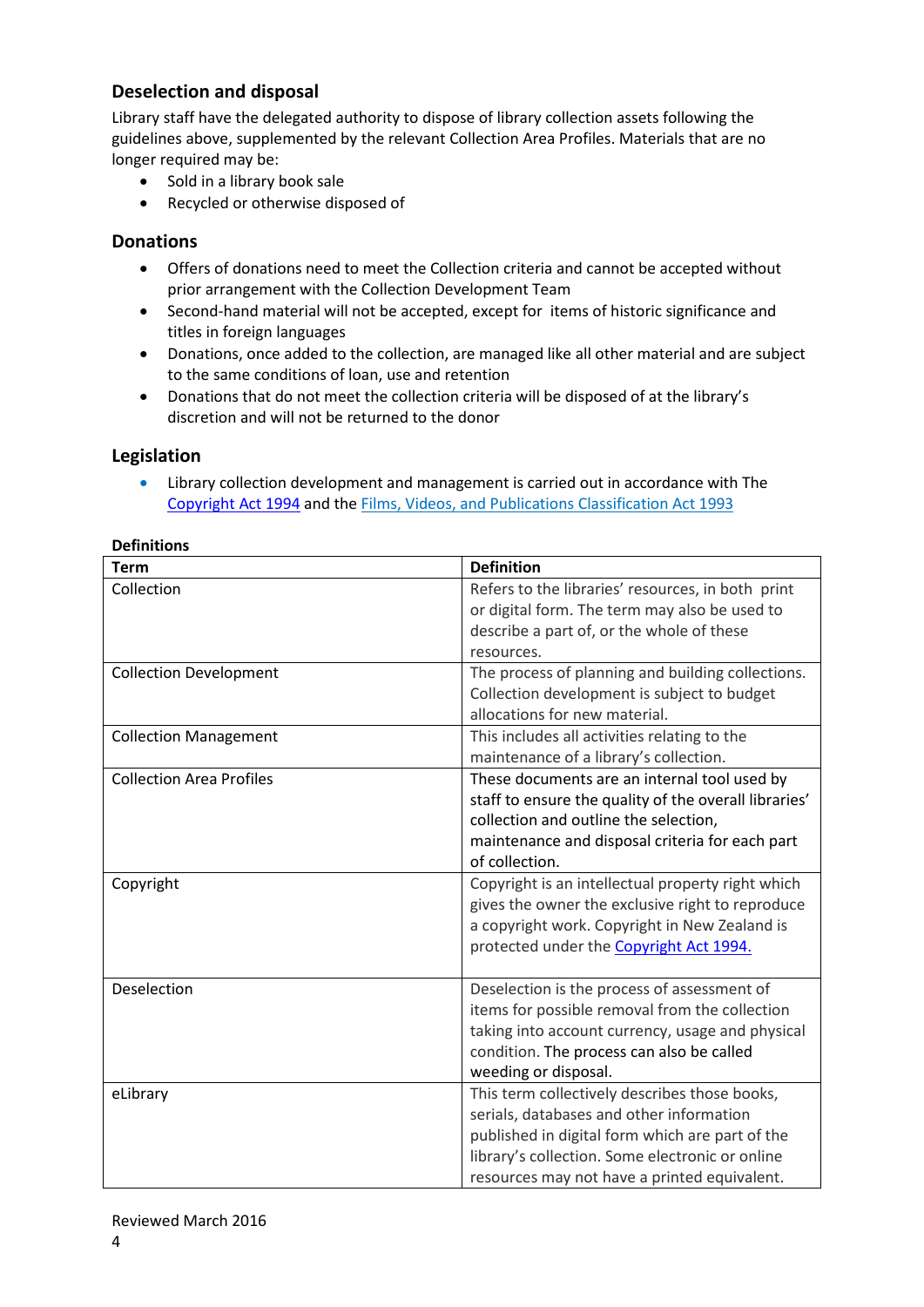## Deselection and disposal

Library staff have the delegated authority to dispose of library collection assets following the guidelines above, supplemented by the relevant Collection Area Profiles. Materials that are no longer required may be:

- Sold in a library book sale
- Recycled or otherwise disposed of

## Donations

- Offers of donations need to meet the Collection criteria and cannot be accepted without prior arrangement with the Collection Development Team
- Second-hand material will not be accepted, except for items of historic significance and titles in foreign languages
- Donations, once added to the collection, are managed like all other material and are subject to the same conditions of loan, use and retention
- Donations that do not meet the collection criteria will be disposed of at the library's discretion and will not be returned to the donor

## Legislation

- Library collection development and management is carried out in accordance with The Copyright Act 1994 and the Films, Videos, and Publications Classification Act 1993

**Definitions**

| Term | Definition |
|---|---|
| Collection | Refers to the libraries' resources, in both print or digital form. The term may also be used to describe a part of, or the whole of these resources. |
| Collection Development | The process of planning and building collections. Collection development is subject to budget allocations for new material. |
| Collection Management | This includes all activities relating to the maintenance of a library's collection. |
| Collection Area Profiles | These documents are an internal tool used by staff to ensure the quality of the overall libraries' collection and outline the selection, maintenance and disposal criteria for each part of collection. |
| Copyright | Copyright is an intellectual property right which gives the owner the exclusive right to reproduce a copyright work. Copyright in New Zealand is protected under the Copyright Act 1994. |
| Deselection | Deselection is the process of assessment of items for possible removal from the collection taking into account currency, usage and physical condition. The process can also be called weeding or disposal. |
| eLibrary | This term collectively describes those books, serials, databases and other information published in digital form which are part of the library's collection. Some electronic or online resources may not have a printed equivalent. |

Reviewed March 2016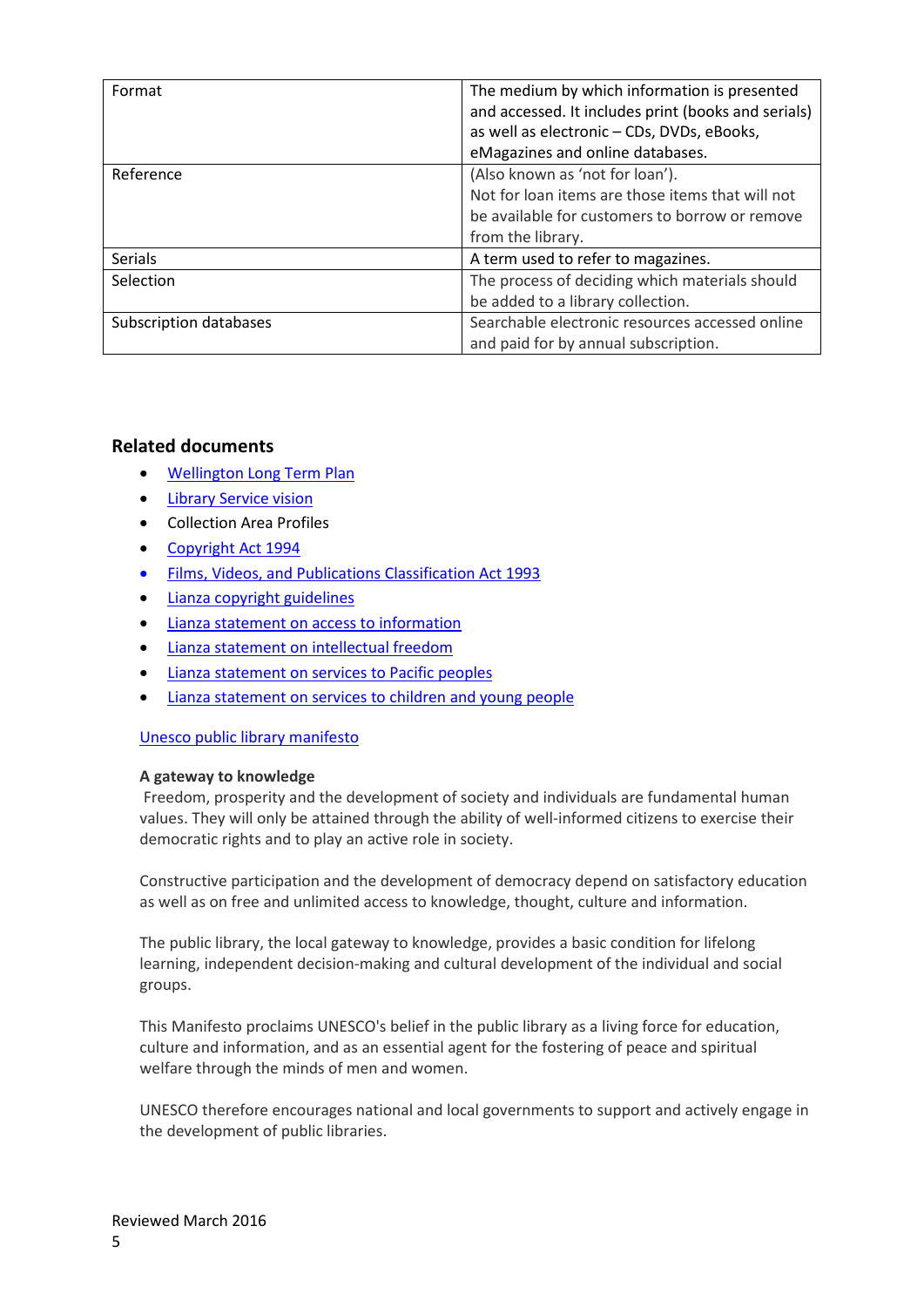| Format | The medium by which information is presented and accessed. It includes print (books and serials) as well as electronic – CDs, DVDs, eBooks, eMagazines and online databases. |
|---|---|
| Reference | (Also known as 'not for loan'). Not for loan items are those items that will not be available for customers to borrow or remove from the library. |
| Serials | A term used to refer to magazines. |
| Selection | The process of deciding which materials should be added to a library collection. |
| Subscription databases | Searchable electronic resources accessed online and paid for by annual subscription. |

## Related documents

- Wellington Long Term Plan
- Library Service vision
- Collection Area Profiles
- Copyright Act 1994
- Films, Videos, and Publications Classification Act 1993
- Lianza copyright guidelines
- Lianza statement on access to information
- Lianza statement on intellectual freedom
- Lianza statement on services to Pacific peoples
- Lianza statement on services to children and young people

Unesco public library manifesto

**A gateway to knowledge**

Freedom, prosperity and the development of society and individuals are fundamental human values. They will only be attained through the ability of well-informed citizens to exercise their democratic rights and to play an active role in society.

Constructive participation and the development of democracy depend on satisfactory education as well as on free and unlimited access to knowledge, thought, culture and information.

The public library, the local gateway to knowledge, provides a basic condition for lifelong learning, independent decision-making and cultural development of the individual and social groups.

This Manifesto proclaims UNESCO's belief in the public library as a living force for education, culture and information, and as an essential agent for the fostering of peace and spiritual welfare through the minds of men and women.

UNESCO therefore encourages national and local governments to support and actively engage in the development of public libraries.

Reviewed March 2016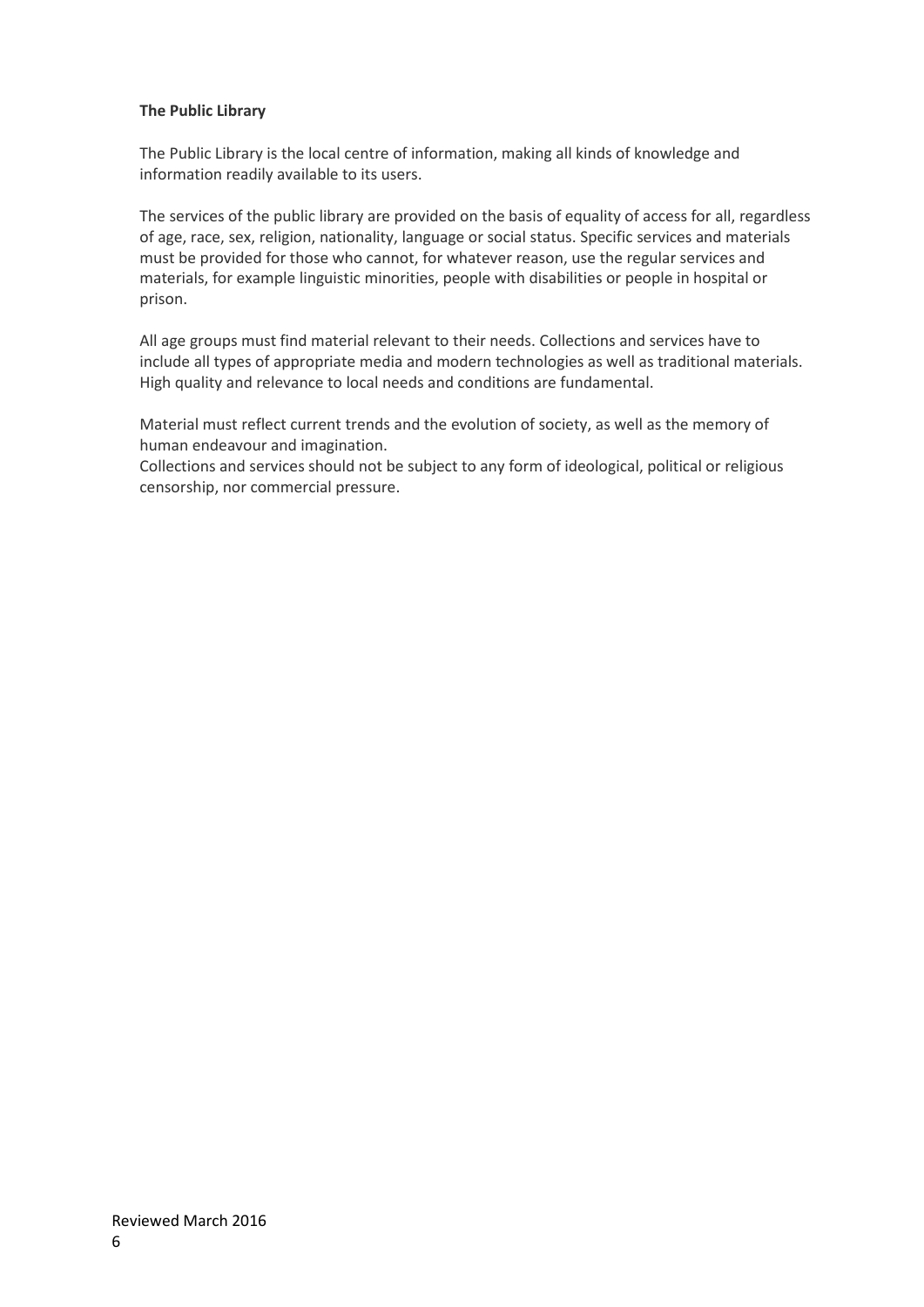**The Public Library**

The Public Library is the local centre of information, making all kinds of knowledge and information readily available to its users.

The services of the public library are provided on the basis of equality of access for all, regardless of age, race, sex, religion, nationality, language or social status. Specific services and materials must be provided for those who cannot, for whatever reason, use the regular services and materials, for example linguistic minorities, people with disabilities or people in hospital or prison.

All age groups must find material relevant to their needs. Collections and services have to include all types of appropriate media and modern technologies as well as traditional materials. High quality and relevance to local needs and conditions are fundamental.

Material must reflect current trends and the evolution of society, as well as the memory of human endeavour and imagination.
Collections and services should not be subject to any form of ideological, political or religious censorship, nor commercial pressure.

Reviewed March 2016